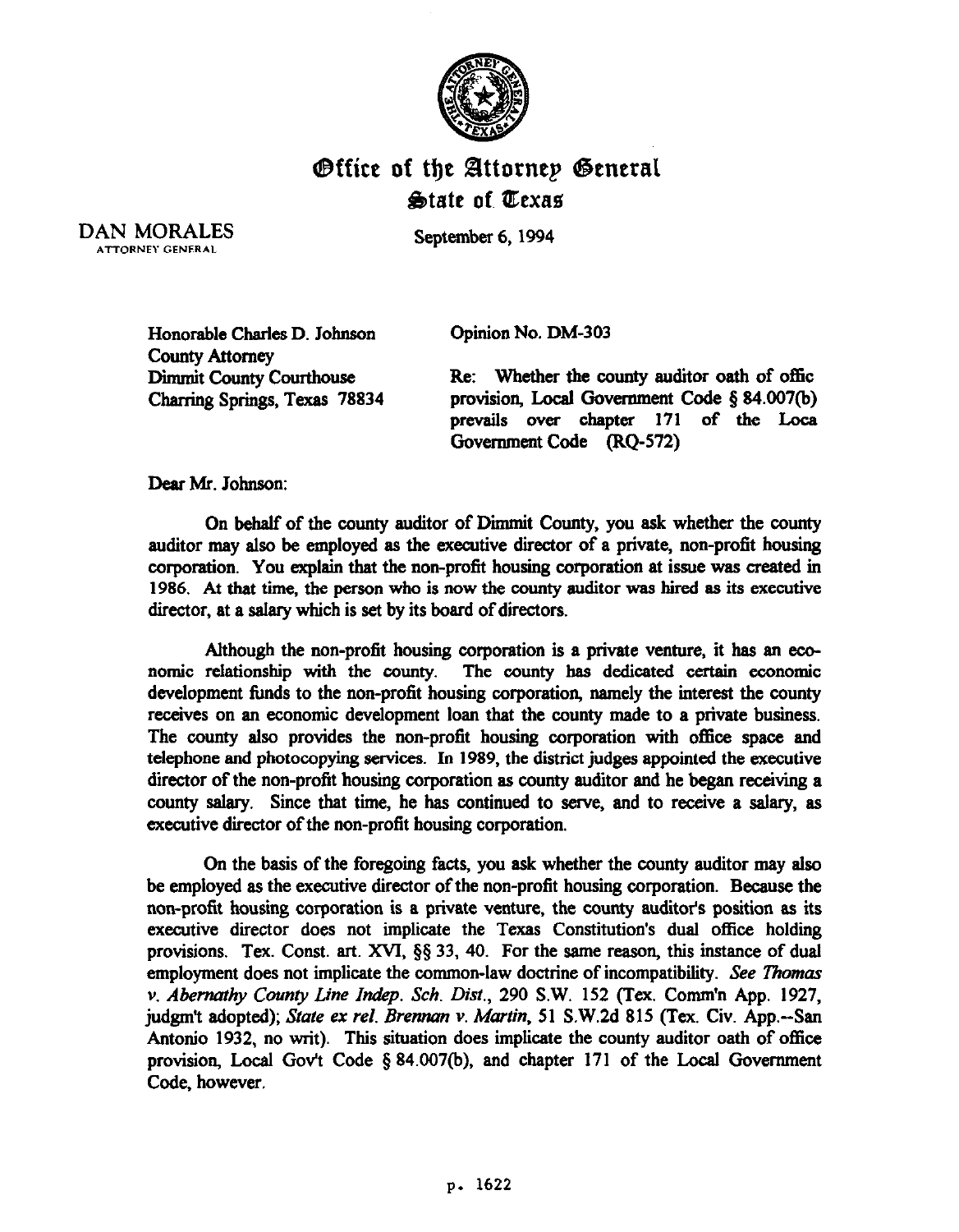# Office of the Attorney General
## State of Texas

DAN MORALES
ATTORNEY GENERAL

September 6, 1994

Honorable Charles D. Johnson
County Attorney
Dimmit County Courthouse
Charring Springs, Texas 78834

Opinion No. DM-303

Re: Whether the county auditor oath of offic provision, Local Government Code § 84.007(b) prevails over chapter 171 of the Loca Government Code (RQ-572)

Dear Mr. Johnson:

On behalf of the county auditor of Dimmit County, you ask whether the county auditor may also be employed as the executive director of a private, non-profit housing corporation. You explain that the non-profit housing corporation at issue was created in 1986. At that time, the person who is now the county auditor was hired as its executive director, at a salary which is set by its board of directors.

Although the non-profit housing corporation is a private venture, it has an economic relationship with the county. The county has dedicated certain economic development funds to the non-profit housing corporation, namely the interest the county receives on an economic development loan that the county made to a private business. The county also provides the non-profit housing corporation with office space and telephone and photocopying services. In 1989, the district judges appointed the executive director of the non-profit housing corporation as county auditor and he began receiving a county salary. Since that time, he has continued to serve, and to receive a salary, as executive director of the non-profit housing corporation.

On the basis of the foregoing facts, you ask whether the county auditor may also be employed as the executive director of the non-profit housing corporation. Because the non-profit housing corporation is a private venture, the county auditor's position as its executive director does not implicate the Texas Constitution's dual office holding provisions. Tex. Const. art. XVI, §§ 33, 40. For the same reason, this instance of dual employment does not implicate the common-law doctrine of incompatibility. *See Thomas v. Abernathy County Line Indep. Sch. Dist.*, 290 S.W. 152 (Tex. Comm'n App. 1927, judgm't adopted); *State ex rel. Brennan v. Martin*, 51 S.W.2d 815 (Tex. Civ. App.--San Antonio 1932, no writ). This situation does implicate the county auditor oath of office provision, Local Gov't Code § 84.007(b), and chapter 171 of the Local Government Code, however.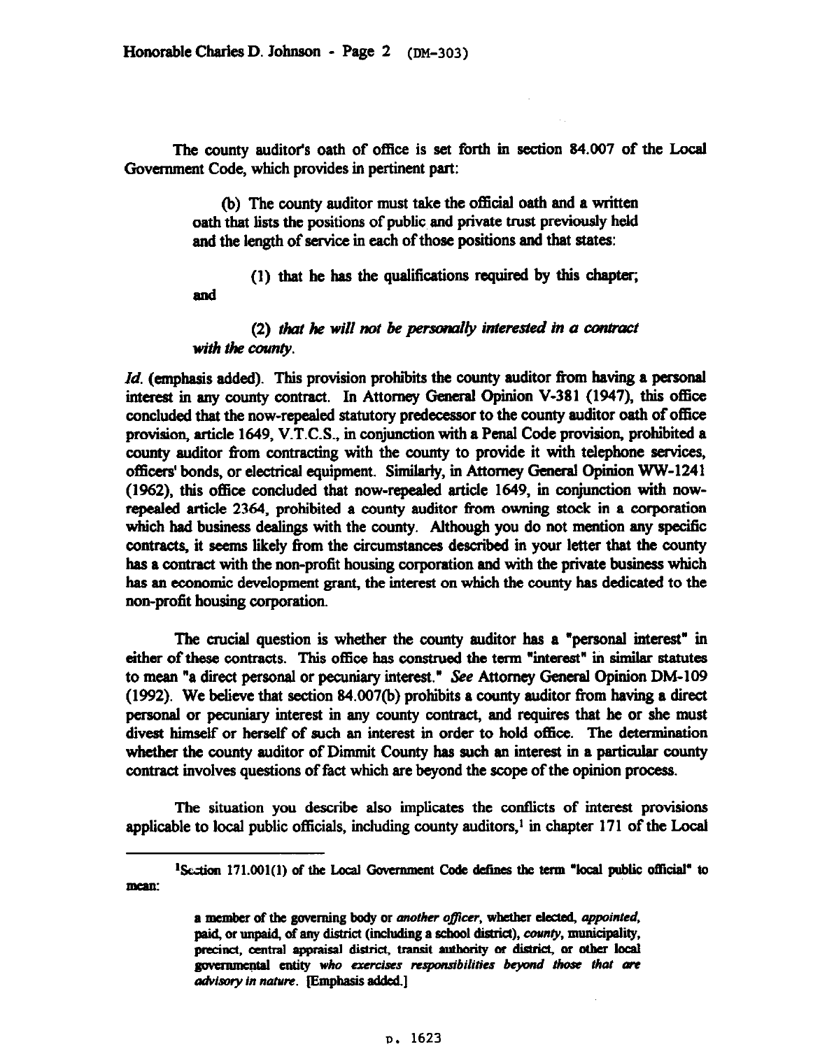The county auditor's oath of office is set forth in section 84.007 of the Local Government Code, which provides in pertinent part:

> (b) The county auditor must take the official oath and a written oath that lists the positions of public and private trust previously held and the length of service in each of those positions and that states:
>
> (1) that he has the qualifications required by this chapter; and
>
> (2) *that he will not be personally interested in a contract with the county.*

*Id.* (emphasis added). This provision prohibits the county auditor from having a personal interest in any county contract. In Attorney General Opinion V-381 (1947), this office concluded that the now-repealed statutory predecessor to the county auditor oath of office provision, article 1649, V.T.C.S., in conjunction with a Penal Code provision, prohibited a county auditor from contracting with the county to provide it with telephone services, officers' bonds, or electrical equipment. Similarly, in Attorney General Opinion WW-1241 (1962), this office concluded that now-repealed article 1649, in conjunction with now-repealed article 2364, prohibited a county auditor from owning stock in a corporation which had business dealings with the county. Although you do not mention any specific contracts, it seems likely from the circumstances described in your letter that the county has a contract with the non-profit housing corporation and with the private business which has an economic development grant, the interest on which the county has dedicated to the non-profit housing corporation.

The crucial question is whether the county auditor has a "personal interest" in either of these contracts. This office has construed the term "interest" in similar statutes to mean "a direct personal or pecuniary interest." *See* Attorney General Opinion DM-109 (1992). We believe that section 84.007(b) prohibits a county auditor from having a direct personal or pecuniary interest in any county contract, and requires that he or she must divest himself or herself of such an interest in order to hold office. The determination whether the county auditor of Dimmit County has such an interest in a particular county contract involves questions of fact which are beyond the scope of the opinion process.

The situation you describe also implicates the conflicts of interest provisions applicable to local public officials, including county auditors,[1] in chapter 171 of the Local

---

[1]Section 171.001(1) of the Local Government Code defines the term "local public official" to mean:

> a member of the governing body or *another officer*, whether elected, *appointed*, paid, or unpaid, of any district (including a school district), *county*, municipality, precinct, central appraisal district, transit authority or district, or other local governmental entity *who exercises responsibilities beyond those that are advisory in nature*. [Emphasis added.]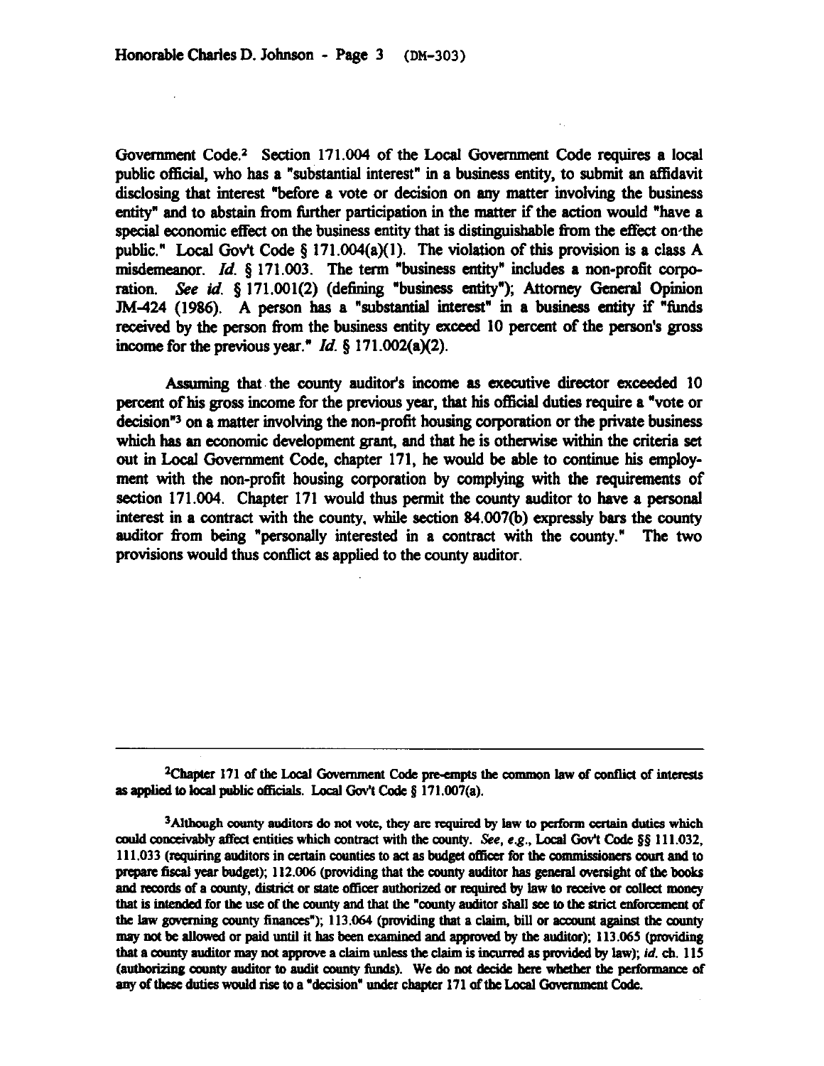Government Code.[2] Section 171.004 of the Local Government Code requires a local public official, who has a "substantial interest" in a business entity, to submit an affidavit disclosing that interest "before a vote or decision on any matter involving the business entity" and to abstain from further participation in the matter if the action would "have a special economic effect on the business entity that is distinguishable from the effect on the public." Local Gov't Code § 171.004(a)(1). The violation of this provision is a class A misdemeanor. *Id.* § 171.003. The term "business entity" includes a non-profit corporation. *See id.* § 171.001(2) (defining "business entity"); Attorney General Opinion JM-424 (1986). A person has a "substantial interest" in a business entity if "funds received by the person from the business entity exceed 10 percent of the person's gross income for the previous year." *Id.* § 171.002(a)(2).

Assuming that the county auditor's income as executive director exceeded 10 percent of his gross income for the previous year, that his official duties require a "vote or decision"[3] on a matter involving the non-profit housing corporation or the private business which has an economic development grant, and that he is otherwise within the criteria set out in Local Government Code, chapter 171, he would be able to continue his employment with the non-profit housing corporation by complying with the requirements of section 171.004. Chapter 171 would thus permit the county auditor to have a personal interest in a contract with the county, while section 84.007(b) expressly bars the county auditor from being "personally interested in a contract with the county." The two provisions would thus conflict as applied to the county auditor.

---

[2] Chapter 171 of the Local Government Code pre-empts the common law of conflict of interests as applied to local public officials. Local Gov't Code § 171.007(a).

[3] Although county auditors do not vote, they are required by law to perform certain duties which could conceivably affect entities which contract with the county. *See, e.g.*, Local Gov't Code §§ 111.032, 111.033 (requiring auditors in certain counties to act as budget officer for the commissioners court and to prepare fiscal year budget); 112.006 (providing that the county auditor has general oversight of the books and records of a county, district or state officer authorized or required by law to receive or collect money that is intended for the use of the county and that the "county auditor shall see to the strict enforcement of the law governing county finances"); 113.064 (providing that a claim, bill or account against the county may not be allowed or paid until it has been examined and approved by the auditor); 113.065 (providing that a county auditor may not approve a claim unless the claim is incurred as provided by law); *id.* ch. 115 (authorizing county auditor to audit county funds). We do not decide here whether the performance of any of these duties would rise to a "decision" under chapter 171 of the Local Government Code.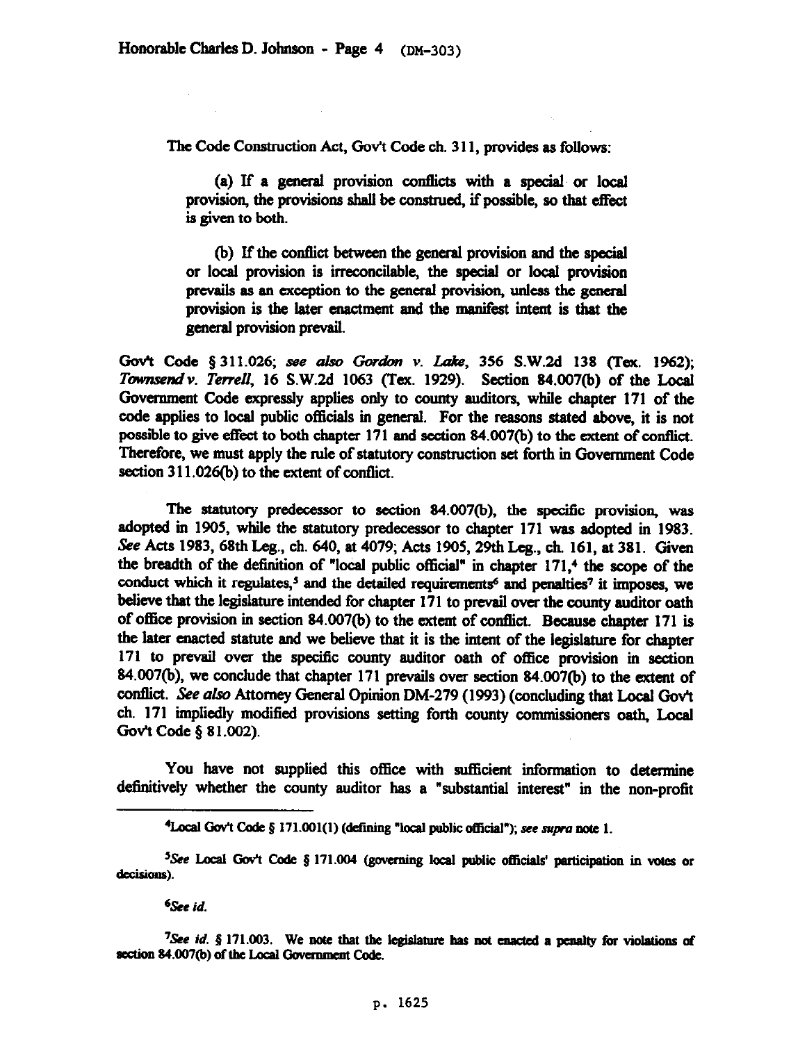The Code Construction Act, Gov't Code ch. 311, provides as follows:

> (a) If a general provision conflicts with a special or local provision, the provisions shall be construed, if possible, so that effect is given to both.
>
> (b) If the conflict between the general provision and the special or local provision is irreconcilable, the special or local provision prevails as an exception to the general provision, unless the general provision is the later enactment and the manifest intent is that the general provision prevail.

Gov't Code § 311.026; *see also Gordon v. Lake*, 356 S.W.2d 138 (Tex. 1962); *Townsend v. Terrell*, 16 S.W.2d 1063 (Tex. 1929). Section 84.007(b) of the Local Government Code expressly applies only to county auditors, while chapter 171 of the code applies to local public officials in general. For the reasons stated above, it is not possible to give effect to both chapter 171 and section 84.007(b) to the extent of conflict. Therefore, we must apply the rule of statutory construction set forth in Government Code section 311.026(b) to the extent of conflict.

The statutory predecessor to section 84.007(b), the specific provision, was adopted in 1905, while the statutory predecessor to chapter 171 was adopted in 1983. *See* Acts 1983, 68th Leg., ch. 640, at 4079; Acts 1905, 29th Leg., ch. 161, at 381. Given the breadth of the definition of "local public official" in chapter 171,[4] the scope of the conduct which it regulates,[5] and the detailed requirements[6] and penalties[7] it imposes, we believe that the legislature intended for chapter 171 to prevail over the county auditor oath of office provision in section 84.007(b) to the extent of conflict. Because chapter 171 is the later enacted statute and we believe that it is the intent of the legislature for chapter 171 to prevail over the specific county auditor oath of office provision in section 84.007(b), we conclude that chapter 171 prevails over section 84.007(b) to the extent of conflict. *See also* Attorney General Opinion DM-279 (1993) (concluding that Local Gov't ch. 171 impliedly modified provisions setting forth county commissioners oath, Local Gov't Code § 81.002).

You have not supplied this office with sufficient information to determine definitively whether the county auditor has a "substantial interest" in the non-profit

---

[4] Local Gov't Code § 171.001(1) (defining "local public official"); *see supra* note 1.

[5] *See* Local Gov't Code § 171.004 (governing local public officials' participation in votes or decisions).

[6] *See id.*

[7] *See id.* § 171.003. We note that the legislature has not enacted a penalty for violations of section 84.007(b) of the Local Government Code.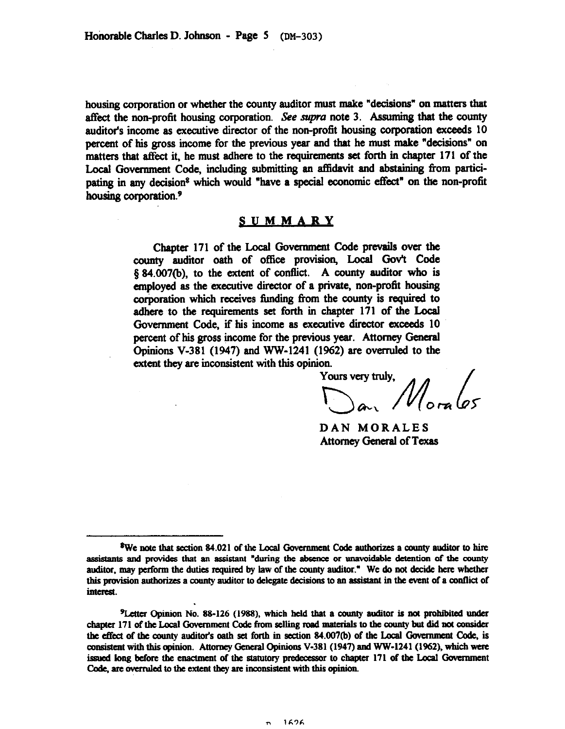housing corporation or whether the county auditor must make "decisions" on matters that affect the non-profit housing corporation. *See supra* note 3. Assuming that the county auditor's income as executive director of the non-profit housing corporation exceeds 10 percent of his gross income for the previous year and that he must make "decisions" on matters that affect it, he must adhere to the requirements set forth in chapter 171 of the Local Government Code, including submitting an affidavit and abstaining from participating in any decision[8] which would "have a special economic effect" on the non-profit housing corporation.[9]

## SUMMARY

Chapter 171 of the Local Government Code prevails over the county auditor oath of office provision, Local Gov't Code § 84.007(b), to the extent of conflict. A county auditor who is employed as the executive director of a private, non-profit housing corporation which receives funding from the county is required to adhere to the requirements set forth in chapter 171 of the Local Government Code, if his income as executive director exceeds 10 percent of his gross income for the previous year. Attorney General Opinions V-381 (1947) and WW-1241 (1962) are overruled to the extent they are inconsistent with this opinion.

Yours very truly,

Dan Morales

DAN MORALES
Attorney General of Texas

---

[8]We note that section 84.021 of the Local Government Code authorizes a county auditor to hire assistants and provides that an assistant "during the absence or unavoidable detention of the county auditor, may perform the duties required by law of the county auditor." We do not decide here whether this provision authorizes a county auditor to delegate decisions to an assistant in the event of a conflict of interest.

[9]Letter Opinion No. 88-126 (1988), which held that a county auditor is not prohibited under chapter 171 of the Local Government Code from selling road materials to the county but did not consider the effect of the county auditor's oath set forth in section 84.007(b) of the Local Government Code, is consistent with this opinion. Attorney General Opinions V-381 (1947) and WW-1241 (1962), which were issued long before the enactment of the statutory predecessor to chapter 171 of the Local Government Code, are overruled to the extent they are inconsistent with this opinion.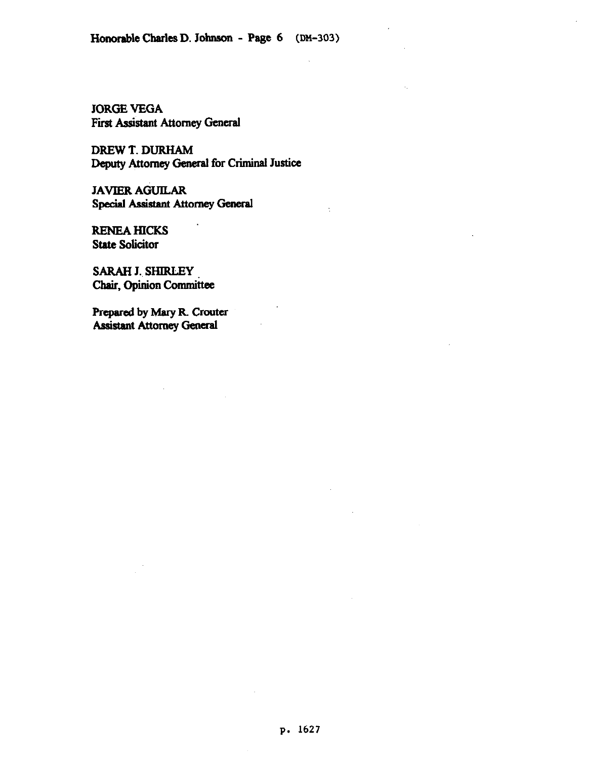JORGE VEGA
First Assistant Attorney General

DREW T. DURHAM
Deputy Attorney General for Criminal Justice

JAVIER AGUILAR
Special Assistant Attorney General

RENEA HICKS
State Solicitor

SARAH J. SHIRLEY
Chair, Opinion Committee

Prepared by Mary R. Crouter
Assistant Attorney General